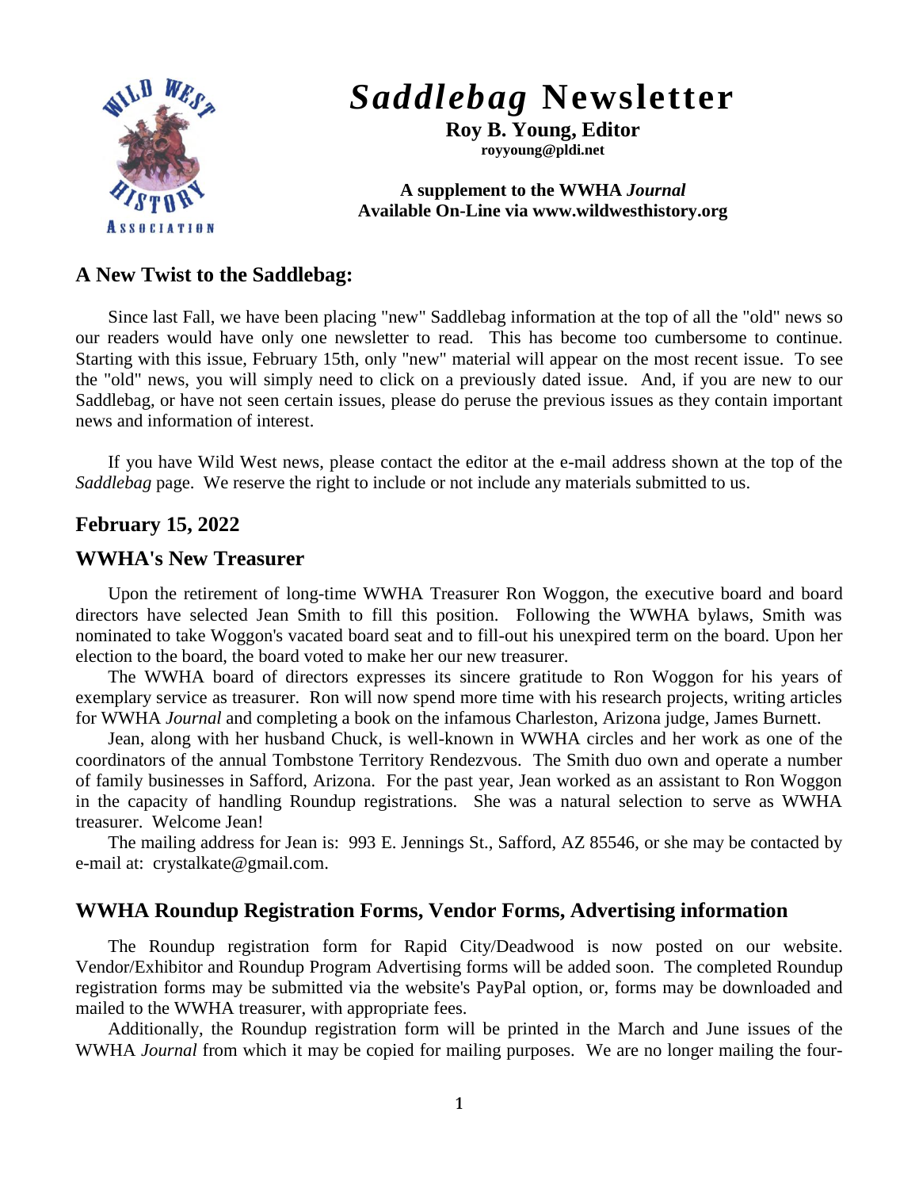# *Saddlebag* Newsletter

**Roy B. Young, Editor**
**royyoung@pldi.net**

**A supplement to the WWHA *Journal***
**Available On-Line via www.wildwesthistory.org**

## A New Twist to the Saddlebag:

Since last Fall, we have been placing "new" Saddlebag information at the top of all the "old" news so our readers would have only one newsletter to read. This has become too cumbersome to continue. Starting with this issue, February 15th, only "new" material will appear on the most recent issue. To see the "old" news, you will simply need to click on a previously dated issue. And, if you are new to our Saddlebag, or have not seen certain issues, please do peruse the previous issues as they contain important news and information of interest.

If you have Wild West news, please contact the editor at the e-mail address shown at the top of the *Saddlebag* page. We reserve the right to include or not include any materials submitted to us.

## February 15, 2022

## WWHA's New Treasurer

Upon the retirement of long-time WWHA Treasurer Ron Woggon, the executive board and board directors have selected Jean Smith to fill this position. Following the WWHA bylaws, Smith was nominated to take Woggon's vacated board seat and to fill-out his unexpired term on the board. Upon her election to the board, the board voted to make her our new treasurer.

The WWHA board of directors expresses its sincere gratitude to Ron Woggon for his years of exemplary service as treasurer. Ron will now spend more time with his research projects, writing articles for WWHA *Journal* and completing a book on the infamous Charleston, Arizona judge, James Burnett.

Jean, along with her husband Chuck, is well-known in WWHA circles and her work as one of the coordinators of the annual Tombstone Territory Rendezvous. The Smith duo own and operate a number of family businesses in Safford, Arizona. For the past year, Jean worked as an assistant to Ron Woggon in the capacity of handling Roundup registrations. She was a natural selection to serve as WWHA treasurer. Welcome Jean!

The mailing address for Jean is: 993 E. Jennings St., Safford, AZ 85546, or she may be contacted by e-mail at: crystalkate@gmail.com.

## WWHA Roundup Registration Forms, Vendor Forms, Advertising information

The Roundup registration form for Rapid City/Deadwood is now posted on our website. Vendor/Exhibitor and Roundup Program Advertising forms will be added soon. The completed Roundup registration forms may be submitted via the website's PayPal option, or, forms may be downloaded and mailed to the WWHA treasurer, with appropriate fees.

Additionally, the Roundup registration form will be printed in the March and June issues of the WWHA *Journal* from which it may be copied for mailing purposes. We are no longer mailing the four-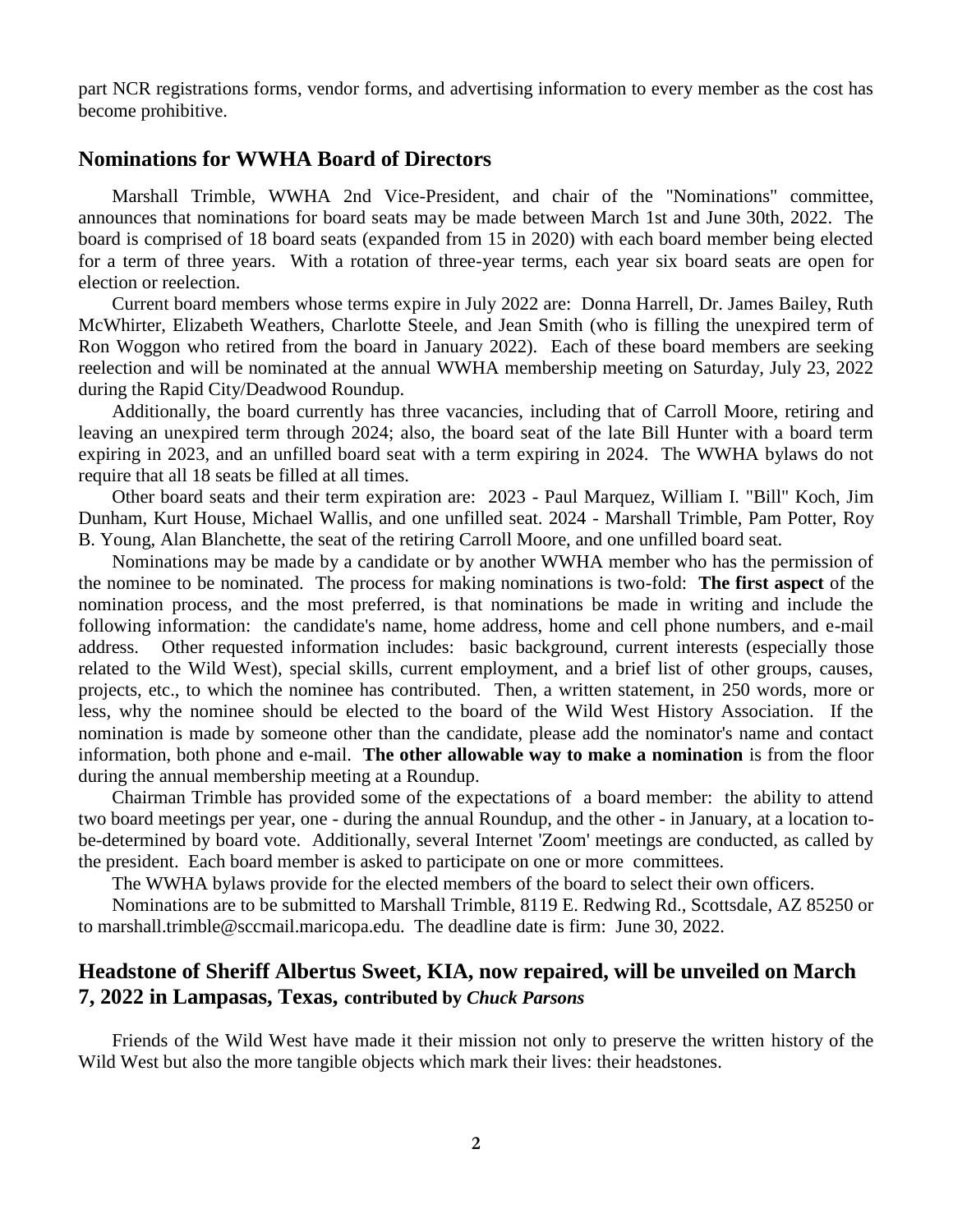part NCR registrations forms, vendor forms, and advertising information to every member as the cost has become prohibitive.

## Nominations for WWHA Board of Directors

Marshall Trimble, WWHA 2nd Vice-President, and chair of the "Nominations" committee, announces that nominations for board seats may be made between March 1st and June 30th, 2022. The board is comprised of 18 board seats (expanded from 15 in 2020) with each board member being elected for a term of three years. With a rotation of three-year terms, each year six board seats are open for election or reelection.

Current board members whose terms expire in July 2022 are: Donna Harrell, Dr. James Bailey, Ruth McWhirter, Elizabeth Weathers, Charlotte Steele, and Jean Smith (who is filling the unexpired term of Ron Woggon who retired from the board in January 2022). Each of these board members are seeking reelection and will be nominated at the annual WWHA membership meeting on Saturday, July 23, 2022 during the Rapid City/Deadwood Roundup.

Additionally, the board currently has three vacancies, including that of Carroll Moore, retiring and leaving an unexpired term through 2024; also, the board seat of the late Bill Hunter with a board term expiring in 2023, and an unfilled board seat with a term expiring in 2024. The WWHA bylaws do not require that all 18 seats be filled at all times.

Other board seats and their term expiration are: 2023 - Paul Marquez, William I. "Bill" Koch, Jim Dunham, Kurt House, Michael Wallis, and one unfilled seat. 2024 - Marshall Trimble, Pam Potter, Roy B. Young, Alan Blanchette, the seat of the retiring Carroll Moore, and one unfilled board seat.

Nominations may be made by a candidate or by another WWHA member who has the permission of the nominee to be nominated. The process for making nominations is two-fold: **The first aspect** of the nomination process, and the most preferred, is that nominations be made in writing and include the following information: the candidate's name, home address, home and cell phone numbers, and e-mail address. Other requested information includes: basic background, current interests (especially those related to the Wild West), special skills, current employment, and a brief list of other groups, causes, projects, etc., to which the nominee has contributed. Then, a written statement, in 250 words, more or less, why the nominee should be elected to the board of the Wild West History Association. If the nomination is made by someone other than the candidate, please add the nominator's name and contact information, both phone and e-mail. **The other allowable way to make a nomination** is from the floor during the annual membership meeting at a Roundup.

Chairman Trimble has provided some of the expectations of a board member: the ability to attend two board meetings per year, one - during the annual Roundup, and the other - in January, at a location to-be-determined by board vote. Additionally, several Internet 'Zoom' meetings are conducted, as called by the president. Each board member is asked to participate on one or more committees.

The WWHA bylaws provide for the elected members of the board to select their own officers.

Nominations are to be submitted to Marshall Trimble, 8119 E. Redwing Rd., Scottsdale, AZ 85250 or to marshall.trimble@sccmail.maricopa.edu. The deadline date is firm: June 30, 2022.

## Headstone of Sheriff Albertus Sweet, KIA, now repaired, will be unveiled on March 7, 2022 in Lampasas, Texas, contributed by *Chuck Parsons*

Friends of the Wild West have made it their mission not only to preserve the written history of the Wild West but also the more tangible objects which mark their lives: their headstones.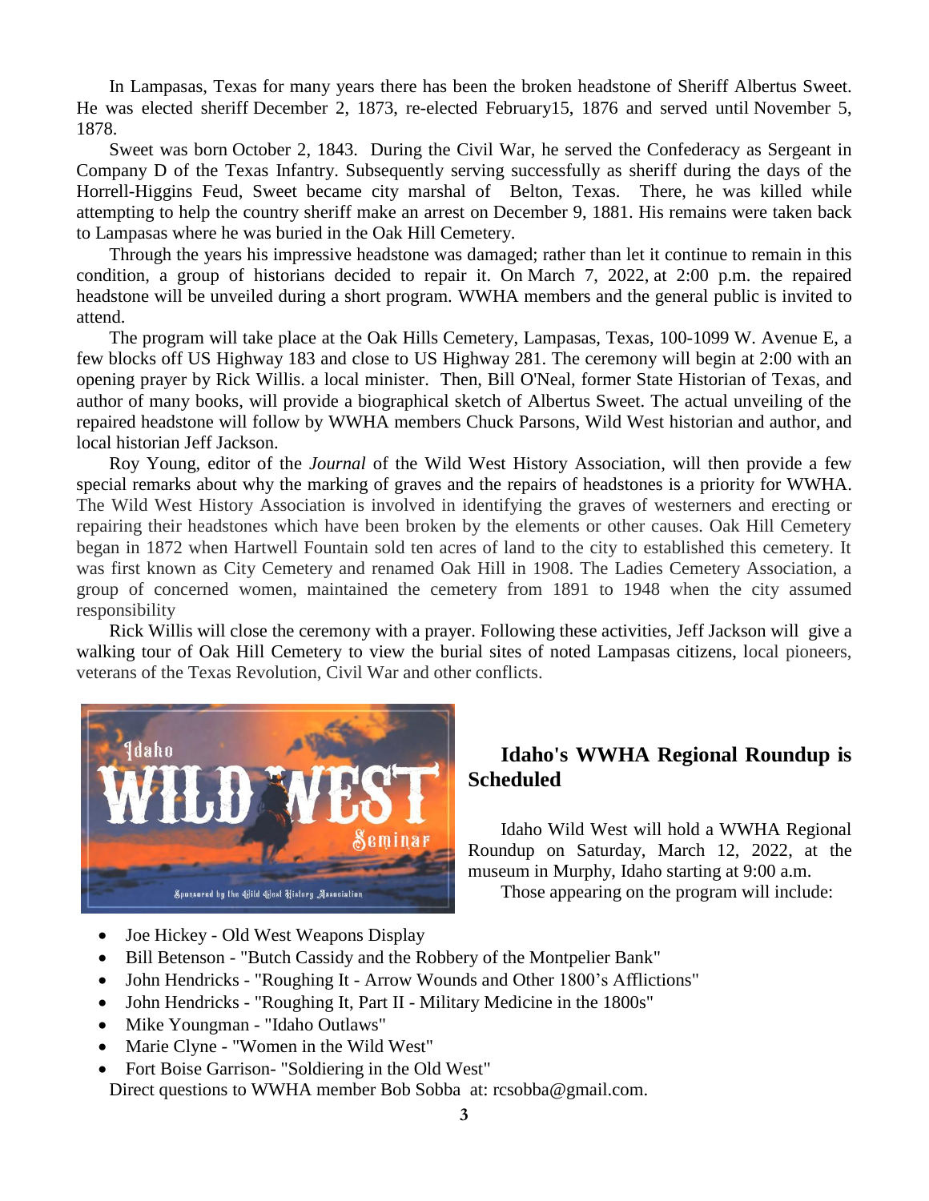In Lampasas, Texas for many years there has been the broken headstone of Sheriff Albertus Sweet. He was elected sheriff December 2, 1873, re-elected February15, 1876 and served until November 5, 1878.

Sweet was born October 2, 1843. During the Civil War, he served the Confederacy as Sergeant in Company D of the Texas Infantry. Subsequently serving successfully as sheriff during the days of the Horrell-Higgins Feud, Sweet became city marshal of Belton, Texas. There, he was killed while attempting to help the country sheriff make an arrest on December 9, 1881. His remains were taken back to Lampasas where he was buried in the Oak Hill Cemetery.

Through the years his impressive headstone was damaged; rather than let it continue to remain in this condition, a group of historians decided to repair it. On March 7, 2022, at 2:00 p.m. the repaired headstone will be unveiled during a short program. WWHA members and the general public is invited to attend.

The program will take place at the Oak Hills Cemetery, Lampasas, Texas, 100-1099 W. Avenue E, a few blocks off US Highway 183 and close to US Highway 281. The ceremony will begin at 2:00 with an opening prayer by Rick Willis. a local minister. Then, Bill O'Neal, former State Historian of Texas, and author of many books, will provide a biographical sketch of Albertus Sweet. The actual unveiling of the repaired headstone will follow by WWHA members Chuck Parsons, Wild West historian and author, and local historian Jeff Jackson.

Roy Young, editor of the *Journal* of the Wild West History Association, will then provide a few special remarks about why the marking of graves and the repairs of headstones is a priority for WWHA. The Wild West History Association is involved in identifying the graves of westerners and erecting or repairing their headstones which have been broken by the elements or other causes. Oak Hill Cemetery began in 1872 when Hartwell Fountain sold ten acres of land to the city to established this cemetery. It was first known as City Cemetery and renamed Oak Hill in 1908. The Ladies Cemetery Association, a group of concerned women, maintained the cemetery from 1891 to 1948 when the city assumed responsibility

Rick Willis will close the ceremony with a prayer. Following these activities, Jeff Jackson will give a walking tour of Oak Hill Cemetery to view the burial sites of noted Lampasas citizens, local pioneers, veterans of the Texas Revolution, Civil War and other conflicts.

## Idaho's WWHA Regional Roundup is Scheduled

Idaho Wild West will hold a WWHA Regional Roundup on Saturday, March 12, 2022, at the museum in Murphy, Idaho starting at 9:00 a.m.

Those appearing on the program will include:

- Joe Hickey - Old West Weapons Display
- Bill Betenson - "Butch Cassidy and the Robbery of the Montpelier Bank"
- John Hendricks - "Roughing It - Arrow Wounds and Other 1800's Afflictions"
- John Hendricks - "Roughing It, Part II - Military Medicine in the 1800s"
- Mike Youngman - "Idaho Outlaws"
- Marie Clyne - "Women in the Wild West"
- Fort Boise Garrison- "Soldiering in the Old West"

Direct questions to WWHA member Bob Sobba at: rcsobba@gmail.com.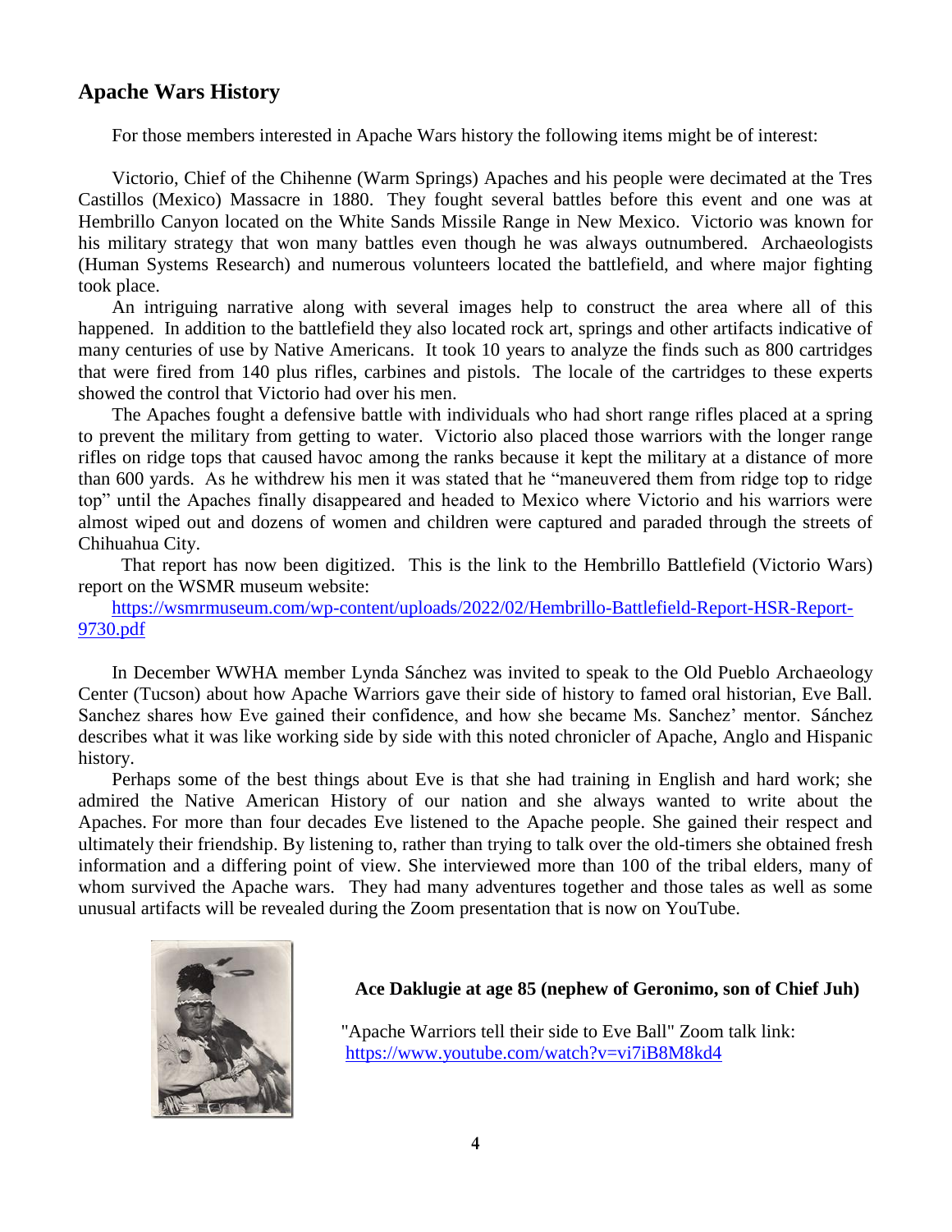## Apache Wars History

For those members interested in Apache Wars history the following items might be of interest:

Victorio, Chief of the Chihenne (Warm Springs) Apaches and his people were decimated at the Tres Castillos (Mexico) Massacre in 1880. They fought several battles before this event and one was at Hembrillo Canyon located on the White Sands Missile Range in New Mexico. Victorio was known for his military strategy that won many battles even though he was always outnumbered. Archaeologists (Human Systems Research) and numerous volunteers located the battlefield, and where major fighting took place.

An intriguing narrative along with several images help to construct the area where all of this happened. In addition to the battlefield they also located rock art, springs and other artifacts indicative of many centuries of use by Native Americans. It took 10 years to analyze the finds such as 800 cartridges that were fired from 140 plus rifles, carbines and pistols. The locale of the cartridges to these experts showed the control that Victorio had over his men.

The Apaches fought a defensive battle with individuals who had short range rifles placed at a spring to prevent the military from getting to water. Victorio also placed those warriors with the longer range rifles on ridge tops that caused havoc among the ranks because it kept the military at a distance of more than 600 yards. As he withdrew his men it was stated that he "maneuvered them from ridge top to ridge top" until the Apaches finally disappeared and headed to Mexico where Victorio and his warriors were almost wiped out and dozens of women and children were captured and paraded through the streets of Chihuahua City.

That report has now been digitized. This is the link to the Hembrillo Battlefield (Victorio Wars) report on the WSMR museum website:

https://wsmrmuseum.com/wp-content/uploads/2022/02/Hembrillo-Battlefield-Report-HSR-Report-9730.pdf

In December WWHA member Lynda Sánchez was invited to speak to the Old Pueblo Archaeology Center (Tucson) about how Apache Warriors gave their side of history to famed oral historian, Eve Ball. Sanchez shares how Eve gained their confidence, and how she became Ms. Sanchez' mentor. Sánchez describes what it was like working side by side with this noted chronicler of Apache, Anglo and Hispanic history.

Perhaps some of the best things about Eve is that she had training in English and hard work; she admired the Native American History of our nation and she always wanted to write about the Apaches. For more than four decades Eve listened to the Apache people. She gained their respect and ultimately their friendship. By listening to, rather than trying to talk over the old-timers she obtained fresh information and a differing point of view. She interviewed more than 100 of the tribal elders, many of whom survived the Apache wars. They had many adventures together and those tales as well as some unusual artifacts will be revealed during the Zoom presentation that is now on YouTube.

**Ace Daklugie at age 85 (nephew of Geronimo, son of Chief Juh)**

"Apache Warriors tell their side to Eve Ball" Zoom talk link:
https://www.youtube.com/watch?v=vi7iB8M8kd4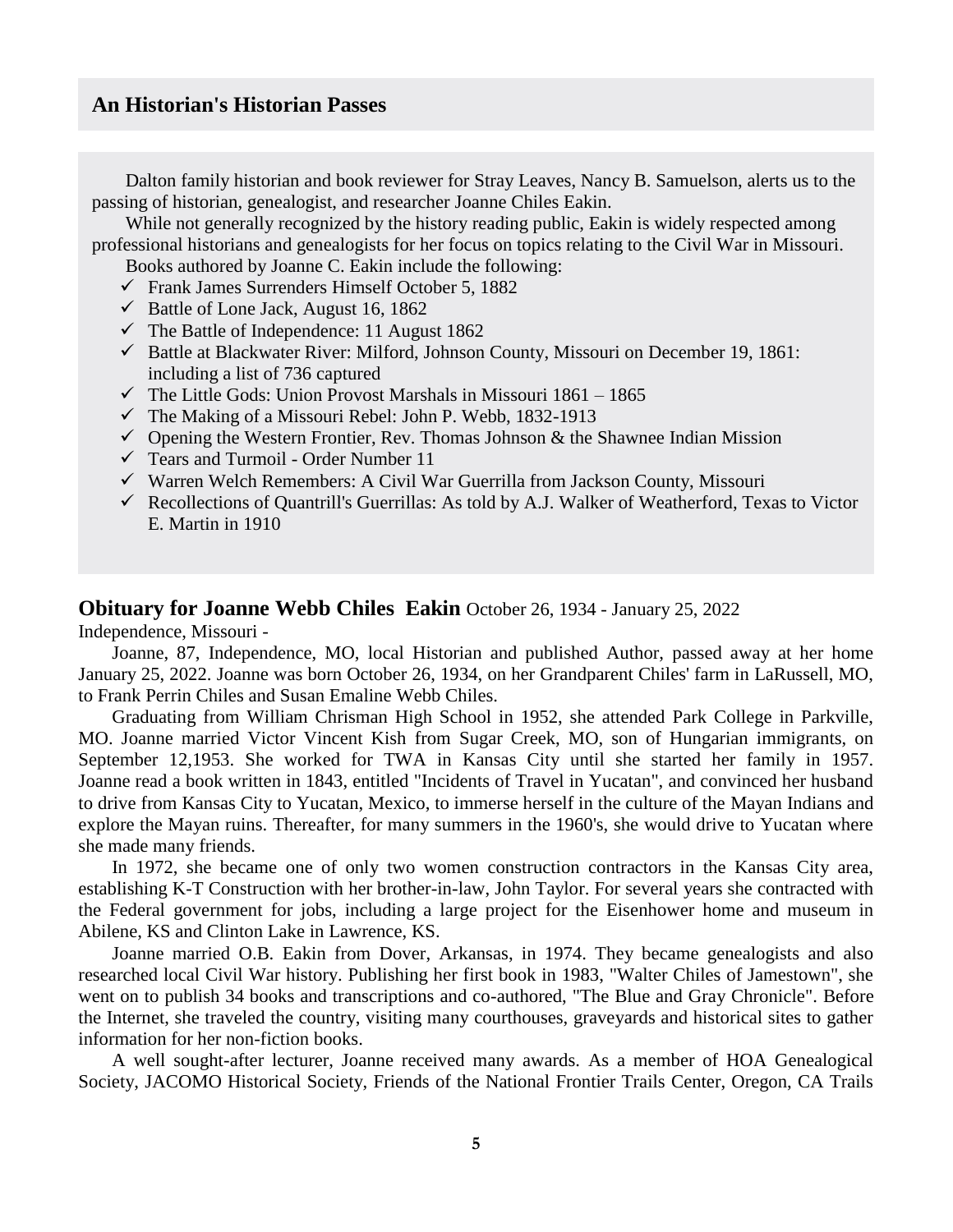## An Historian's Historian Passes

Dalton family historian and book reviewer for Stray Leaves, Nancy B. Samuelson, alerts us to the passing of historian, genealogist, and researcher Joanne Chiles Eakin.

While not generally recognized by the history reading public, Eakin is widely respected among professional historians and genealogists for her focus on topics relating to the Civil War in Missouri.

Books authored by Joanne C. Eakin include the following:

- ✓ Frank James Surrenders Himself October 5, 1882
- ✓ Battle of Lone Jack, August 16, 1862
- ✓ The Battle of Independence: 11 August 1862
- ✓ Battle at Blackwater River: Milford, Johnson County, Missouri on December 19, 1861: including a list of 736 captured
- ✓ The Little Gods: Union Provost Marshals in Missouri 1861 – 1865
- ✓ The Making of a Missouri Rebel: John P. Webb, 1832-1913
- ✓ Opening the Western Frontier, Rev. Thomas Johnson & the Shawnee Indian Mission
- ✓ Tears and Turmoil - Order Number 11
- ✓ Warren Welch Remembers: A Civil War Guerrilla from Jackson County, Missouri
- ✓ Recollections of Quantrill's Guerrillas: As told by A.J. Walker of Weatherford, Texas to Victor E. Martin in 1910

**Obituary for Joanne Webb Chiles Eakin** October 26, 1934 - January 25, 2022

Independence, Missouri -

Joanne, 87, Independence, MO, local Historian and published Author, passed away at her home January 25, 2022. Joanne was born October 26, 1934, on her Grandparent Chiles' farm in LaRussell, MO, to Frank Perrin Chiles and Susan Emaline Webb Chiles.

Graduating from William Chrisman High School in 1952, she attended Park College in Parkville, MO. Joanne married Victor Vincent Kish from Sugar Creek, MO, son of Hungarian immigrants, on September 12,1953. She worked for TWA in Kansas City until she started her family in 1957. Joanne read a book written in 1843, entitled "Incidents of Travel in Yucatan", and convinced her husband to drive from Kansas City to Yucatan, Mexico, to immerse herself in the culture of the Mayan Indians and explore the Mayan ruins. Thereafter, for many summers in the 1960's, she would drive to Yucatan where she made many friends.

In 1972, she became one of only two women construction contractors in the Kansas City area, establishing K-T Construction with her brother-in-law, John Taylor. For several years she contracted with the Federal government for jobs, including a large project for the Eisenhower home and museum in Abilene, KS and Clinton Lake in Lawrence, KS.

Joanne married O.B. Eakin from Dover, Arkansas, in 1974. They became genealogists and also researched local Civil War history. Publishing her first book in 1983, "Walter Chiles of Jamestown", she went on to publish 34 books and transcriptions and co-authored, "The Blue and Gray Chronicle". Before the Internet, she traveled the country, visiting many courthouses, graveyards and historical sites to gather information for her non-fiction books.

A well sought-after lecturer, Joanne received many awards. As a member of HOA Genealogical Society, JACOMO Historical Society, Friends of the National Frontier Trails Center, Oregon, CA Trails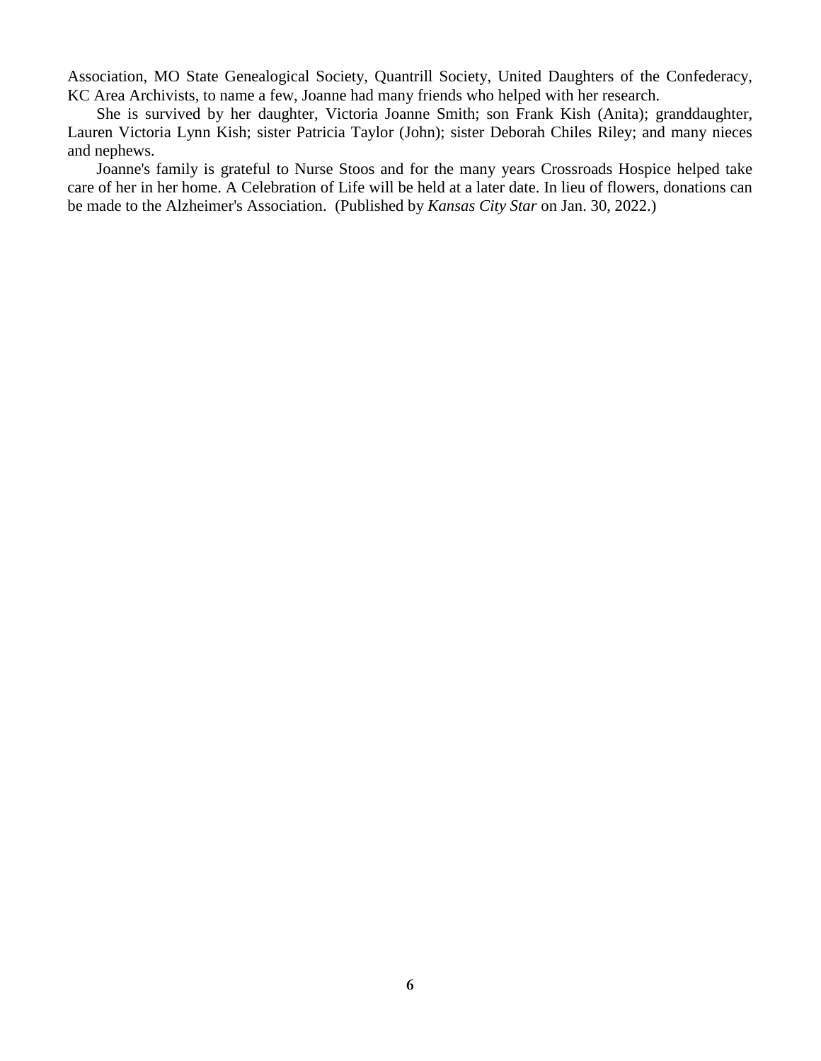Association, MO State Genealogical Society, Quantrill Society, United Daughters of the Confederacy, KC Area Archivists, to name a few, Joanne had many friends who helped with her research.

She is survived by her daughter, Victoria Joanne Smith; son Frank Kish (Anita); granddaughter, Lauren Victoria Lynn Kish; sister Patricia Taylor (John); sister Deborah Chiles Riley; and many nieces and nephews.

Joanne's family is grateful to Nurse Stoos and for the many years Crossroads Hospice helped take care of her in her home. A Celebration of Life will be held at a later date. In lieu of flowers, donations can be made to the Alzheimer's Association. (Published by *Kansas City Star* on Jan. 30, 2022.)